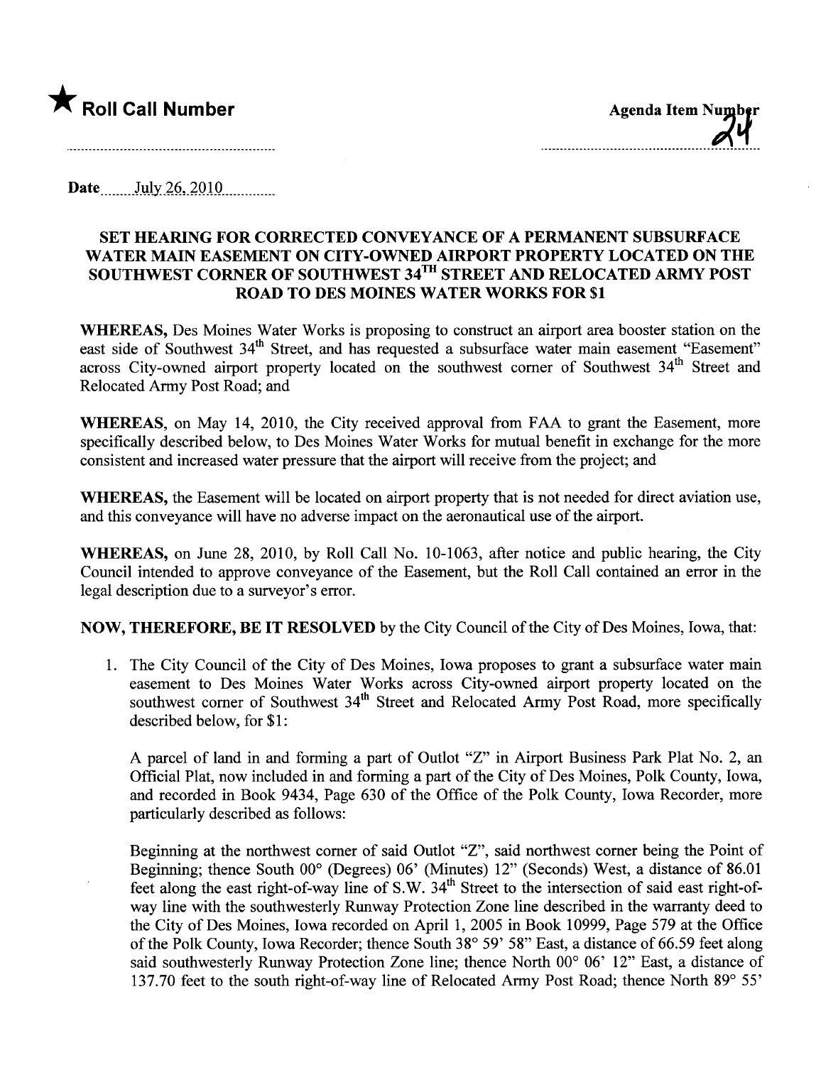★ **Roll Call Number**

**Agenda Item Number**
24

Date July 26, 2010

**SET HEARING FOR CORRECTED CONVEYANCE OF A PERMANENT SUBSURFACE WATER MAIN EASEMENT ON CITY-OWNED AIRPORT PROPERTY LOCATED ON THE SOUTHWEST CORNER OF SOUTHWEST 34TH STREET AND RELOCATED ARMY POST ROAD TO DES MOINES WATER WORKS FOR $1**

**WHEREAS,** Des Moines Water Works is proposing to construct an airport area booster station on the east side of Southwest 34th Street, and has requested a subsurface water main easement "Easement" across City-owned airport property located on the southwest corner of Southwest 34th Street and Relocated Army Post Road; and

**WHEREAS,** on May 14, 2010, the City received approval from FAA to grant the Easement, more specifically described below, to Des Moines Water Works for mutual benefit in exchange for the more consistent and increased water pressure that the airport will receive from the project; and

**WHEREAS,** the Easement will be located on airport property that is not needed for direct aviation use, and this conveyance will have no adverse impact on the aeronautical use of the airport.

**WHEREAS,** on June 28, 2010, by Roll Call No. 10-1063, after notice and public hearing, the City Council intended to approve conveyance of the Easement, but the Roll Call contained an error in the legal description due to a surveyor's error.

**NOW, THEREFORE, BE IT RESOLVED** by the City Council of the City of Des Moines, Iowa, that:

1. The City Council of the City of Des Moines, Iowa proposes to grant a subsurface water main easement to Des Moines Water Works across City-owned airport property located on the southwest corner of Southwest 34th Street and Relocated Army Post Road, more specifically described below, for $1:

   A parcel of land in and forming a part of Outlot "Z" in Airport Business Park Plat No. 2, an Official Plat, now included in and forming a part of the City of Des Moines, Polk County, Iowa, and recorded in Book 9434, Page 630 of the Office of the Polk County, Iowa Recorder, more particularly described as follows:

   Beginning at the northwest corner of said Outlot "Z", said northwest corner being the Point of Beginning; thence South 00° (Degrees) 06' (Minutes) 12" (Seconds) West, a distance of 86.01 feet along the east right-of-way line of S.W. 34th Street to the intersection of said east right-of-way line with the southwesterly Runway Protection Zone line described in the warranty deed to the City of Des Moines, Iowa recorded on April 1, 2005 in Book 10999, Page 579 at the Office of the Polk County, Iowa Recorder; thence South 38° 59' 58" East, a distance of 66.59 feet along said southwesterly Runway Protection Zone line; thence North 00° 06' 12" East, a distance of 137.70 feet to the south right-of-way line of Relocated Army Post Road; thence North 89° 55'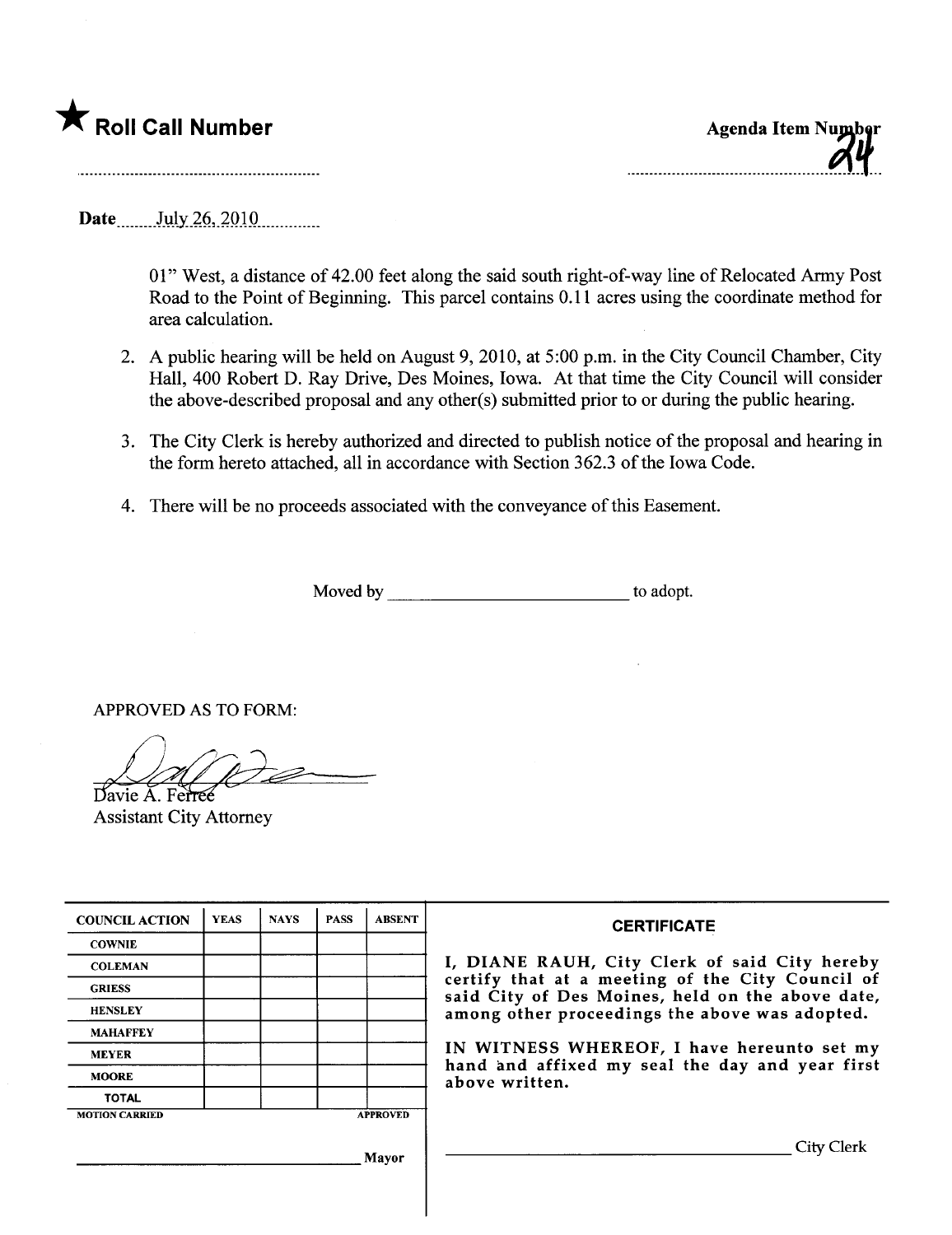★ **Roll Call Number**

Agenda Item Number 24

Date July 26, 2010

01" West, a distance of 42.00 feet along the said south right-of-way line of Relocated Army Post Road to the Point of Beginning. This parcel contains 0.11 acres using the coordinate method for area calculation.

2. A public hearing will be held on August 9, 2010, at 5:00 p.m. in the City Council Chamber, City Hall, 400 Robert D. Ray Drive, Des Moines, Iowa. At that time the City Council will consider the above-described proposal and any other(s) submitted prior to or during the public hearing.

3. The City Clerk is hereby authorized and directed to publish notice of the proposal and hearing in the form hereto attached, all in accordance with Section 362.3 of the Iowa Code.

4. There will be no proceeds associated with the conveyance of this Easement.

Moved by ______________________ to adopt.

APPROVED AS TO FORM:

Davie A. Ferree
Assistant City Attorney

| COUNCIL ACTION | YEAS | NAYS | PASS | ABSENT |
|---|---|---|---|---|
| COWNIE | | | | |
| COLEMAN | | | | |
| GRIESS | | | | |
| HENSLEY | | | | |
| MAHAFFEY | | | | |
| MEYER | | | | |
| MOORE | | | | |
| TOTAL | | | | |
| MOTION CARRIED | | | | APPROVED |

______________________ Mayor

**CERTIFICATE**

I, DIANE RAUH, City Clerk of said City hereby certify that at a meeting of the City Council of said City of Des Moines, held on the above date, among other proceedings the above was adopted.

IN WITNESS WHEREOF, I have hereunto set my hand and affixed my seal the day and year first above written.

______________________ City Clerk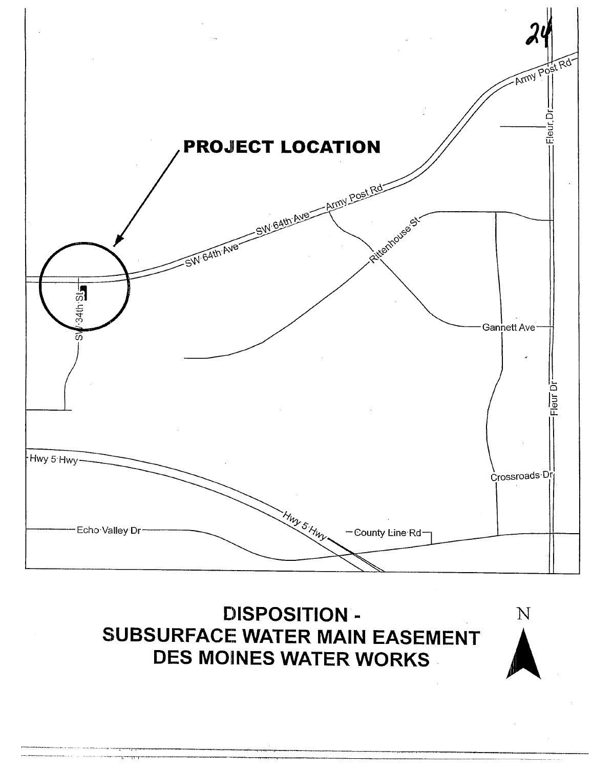24

**PROJECT LOCATION**

Army Post Rd

Fleur Dr

SW 64th Ave

Army Post Rd

Rittenhouse St

SW 34th St

Gannett Ave

Hwy 5 Hwy

Crossroads Dr

Echo Valley Dr

County Line Rd

# DISPOSITION - SUBSURFACE WATER MAIN EASEMENT DES MOINES WATER WORKS

N